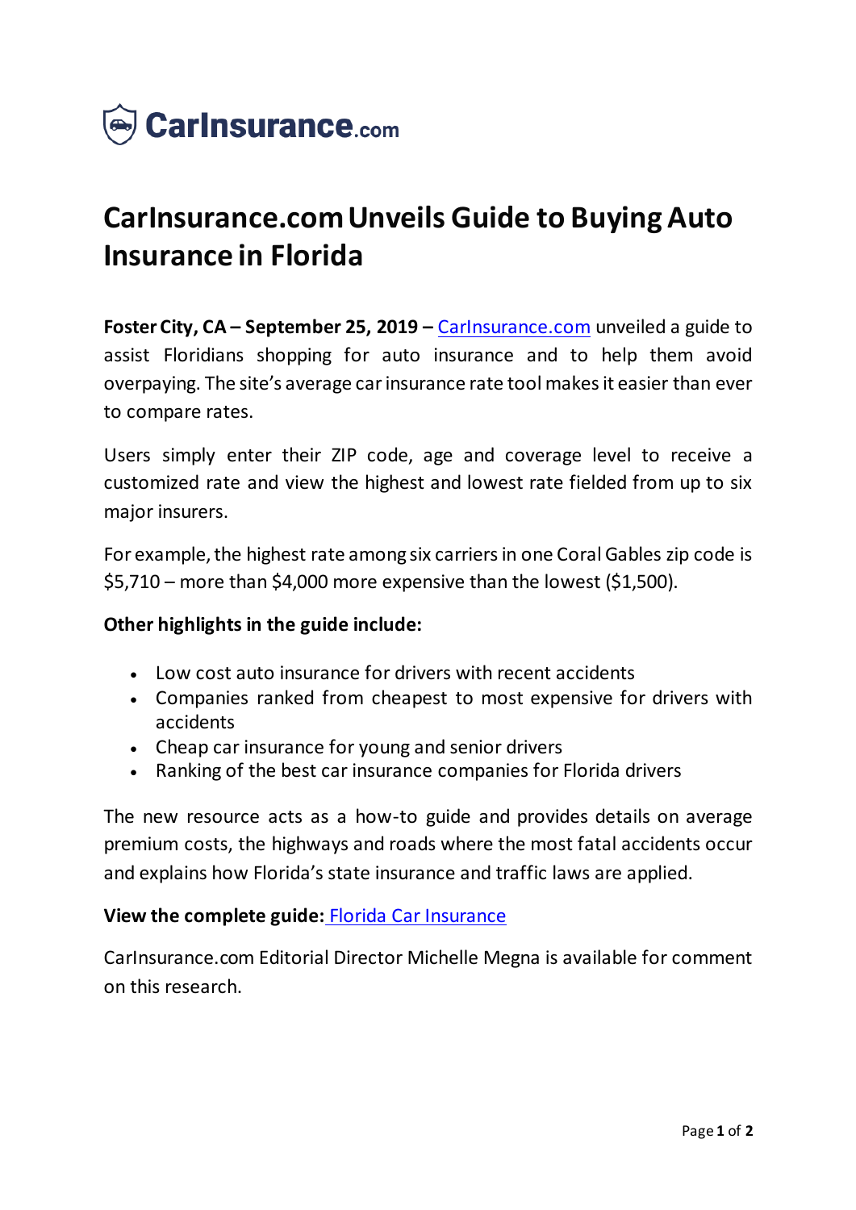CarInsurance.com

# CarInsurance.com Unveils Guide to Buying Auto Insurance in Florida

**Foster City, CA – September 25, 2019 –** CarInsurance.com unveiled a guide to assist Floridians shopping for auto insurance and to help them avoid overpaying. The site's average car insurance rate tool makes it easier than ever to compare rates.

Users simply enter their ZIP code, age and coverage level to receive a customized rate and view the highest and lowest rate fielded from up to six major insurers.

For example, the highest rate among six carriers in one Coral Gables zip code is $5,710 – more than $4,000 more expensive than the lowest ($1,500).

**Other highlights in the guide include:**

- Low cost auto insurance for drivers with recent accidents
- Companies ranked from cheapest to most expensive for drivers with accidents
- Cheap car insurance for young and senior drivers
- Ranking of the best car insurance companies for Florida drivers

The new resource acts as a how-to guide and provides details on average premium costs, the highways and roads where the most fatal accidents occur and explains how Florida's state insurance and traffic laws are applied.

**View the complete guide:** Florida Car Insurance

CarInsurance.com Editorial Director Michelle Megna is available for comment on this research.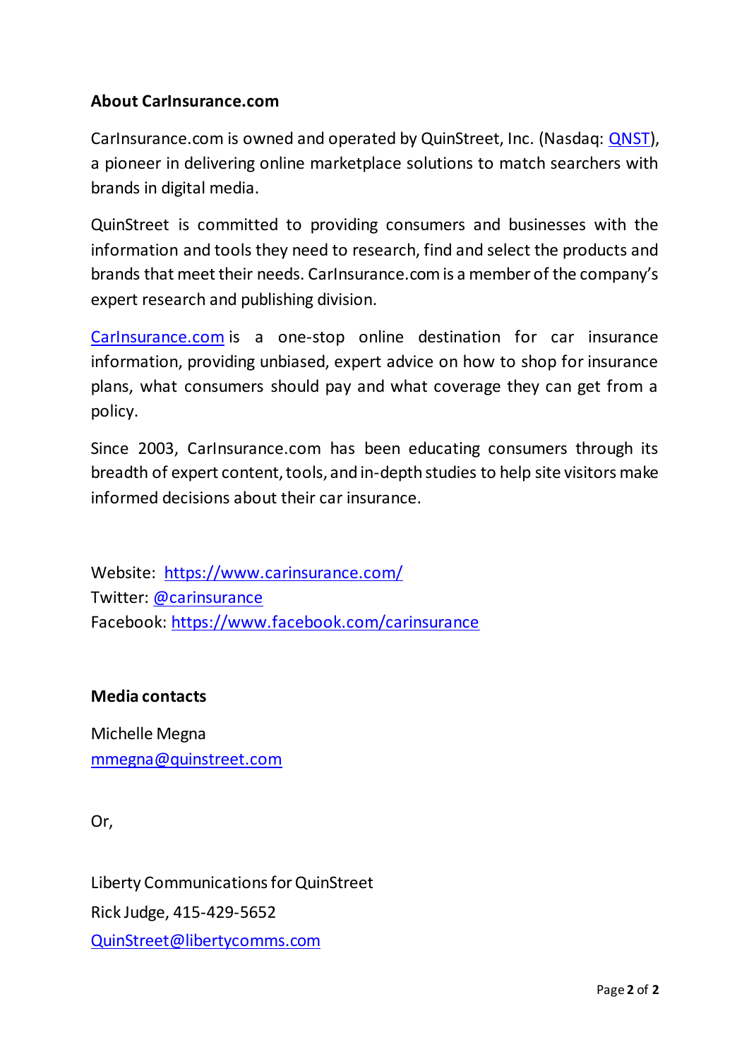**About CarInsurance.com**

CarInsurance.com is owned and operated by QuinStreet, Inc. (Nasdaq: QNST), a pioneer in delivering online marketplace solutions to match searchers with brands in digital media.

QuinStreet is committed to providing consumers and businesses with the information and tools they need to research, find and select the products and brands that meet their needs. CarInsurance.com is a member of the company's expert research and publishing division.

CarInsurance.com is a one-stop online destination for car insurance information, providing unbiased, expert advice on how to shop for insurance plans, what consumers should pay and what coverage they can get from a policy.

Since 2003, CarInsurance.com has been educating consumers through its breadth of expert content, tools, and in-depth studies to help site visitors make informed decisions about their car insurance.

Website: https://www.carinsurance.com/
Twitter: @carinsurance
Facebook: https://www.facebook.com/carinsurance

**Media contacts**

Michelle Megna
mmegna@quinstreet.com

Or,

Liberty Communications for QuinStreet
Rick Judge, 415-429-5652
QuinStreet@libertycomms.com